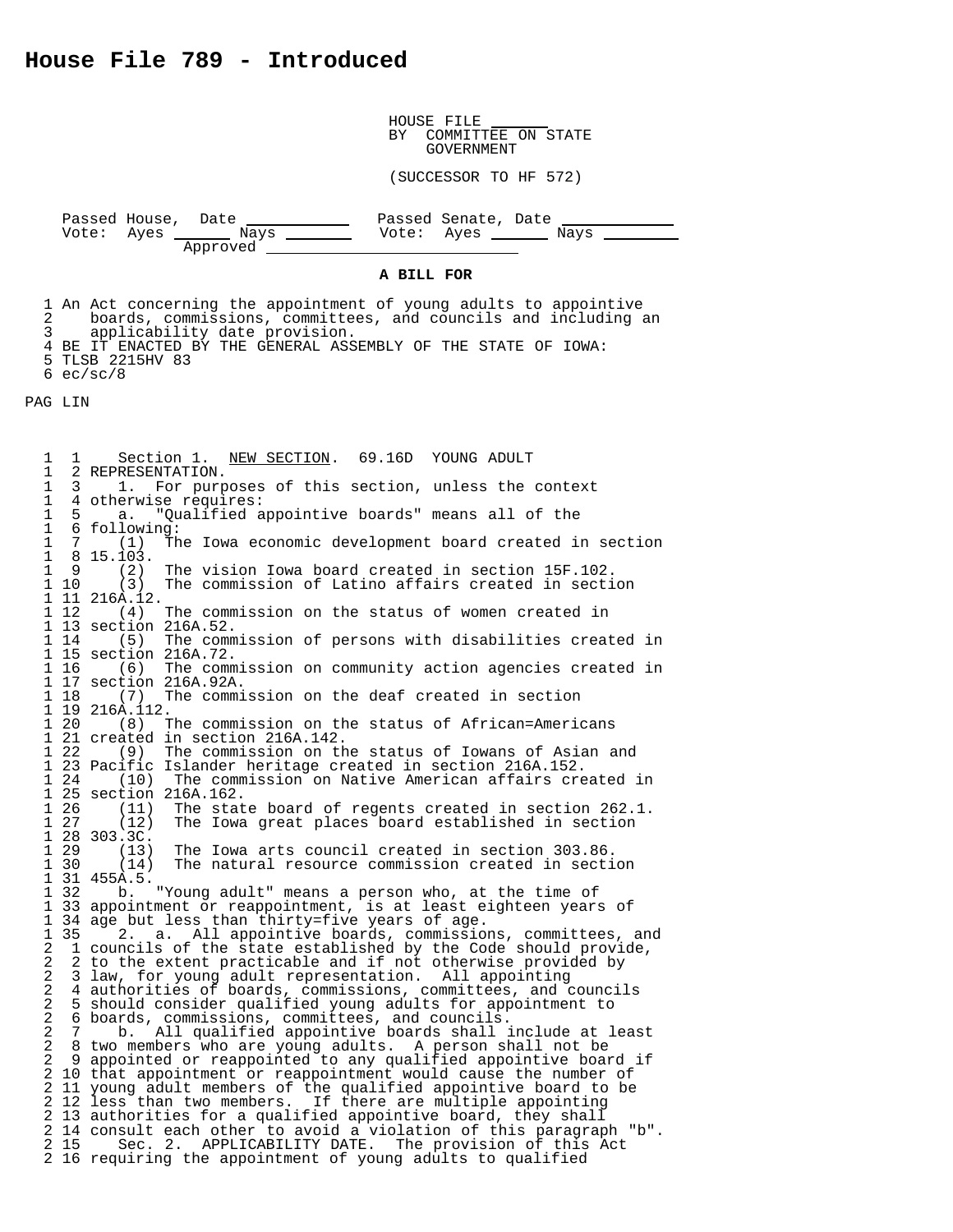# House File 789 - Introduced

HOUSE FILE ______
BY COMMITTEE ON STATE GOVERNMENT

(SUCCESSOR TO HF 572)

Passed House, Date __________ Passed Senate, Date __________
Vote: Ayes ______ Nays ______ Vote: Ayes ______ Nays ______
Approved ____________________

**A BILL FOR**

1 An Act concerning the appointment of young adults to appointive
2 boards, commissions, committees, and councils and including an
3 applicability date provision.
4 BE IT ENACTED BY THE GENERAL ASSEMBLY OF THE STATE OF IOWA:
5 TLSB 2215HV 83
6 ec/sc/8

PAG LIN

1 1 Section 1. NEW SECTION. 69.16D YOUNG ADULT
1 2 REPRESENTATION.
1 3 1. For purposes of this section, unless the context
1 4 otherwise requires:
1 5 a. "Qualified appointive boards" means all of the
1 6 following:
1 7 (1) The Iowa economic development board created in section
1 8 15.103.
1 9 (2) The vision Iowa board created in section 15F.102.
1 10 (3) The commission of Latino affairs created in section
1 11 216A.12.
1 12 (4) The commission on the status of women created in
1 13 section 216A.52.
1 14 (5) The commission of persons with disabilities created in
1 15 section 216A.72.
1 16 (6) The commission on community action agencies created in
1 17 section 216A.92A.
1 18 (7) The commission on the deaf created in section
1 19 216A.112.
1 20 (8) The commission on the status of African=Americans
1 21 created in section 216A.142.
1 22 (9) The commission on the status of Iowans of Asian and
1 23 Pacific Islander heritage created in section 216A.152.
1 24 (10) The commission on Native American affairs created in
1 25 section 216A.162.
1 26 (11) The state board of regents created in section 262.1.
1 27 (12) The Iowa great places board established in section
1 28 303.3C.
1 29 (13) The Iowa arts council created in section 303.86.
1 30 (14) The natural resource commission created in section
1 31 455A.5.
1 32 b. "Young adult" means a person who, at the time of
1 33 appointment or reappointment, is at least eighteen years of
1 34 age but less than thirty=five years of age.
1 35 2. a. All appointive boards, commissions, committees, and
2 1 councils of the state established by the Code should provide,
2 2 to the extent practicable and if not otherwise provided by
2 3 law, for young adult representation. All appointing
2 4 authorities of boards, commissions, committees, and councils
2 5 should consider qualified young adults for appointment to
2 6 boards, commissions, committees, and councils.
2 7 b. All qualified appointive boards shall include at least
2 8 two members who are young adults. A person shall not be
2 9 appointed or reappointed to any qualified appointive board if
2 10 that appointment or reappointment would cause the number of
2 11 young adult members of the qualified appointive board to be
2 12 less than two members. If there are multiple appointing
2 13 authorities for a qualified appointive board, they shall
2 14 consult each other to avoid a violation of this paragraph "b".
2 15 Sec. 2. APPLICABILITY DATE. The provision of this Act
2 16 requiring the appointment of young adults to qualified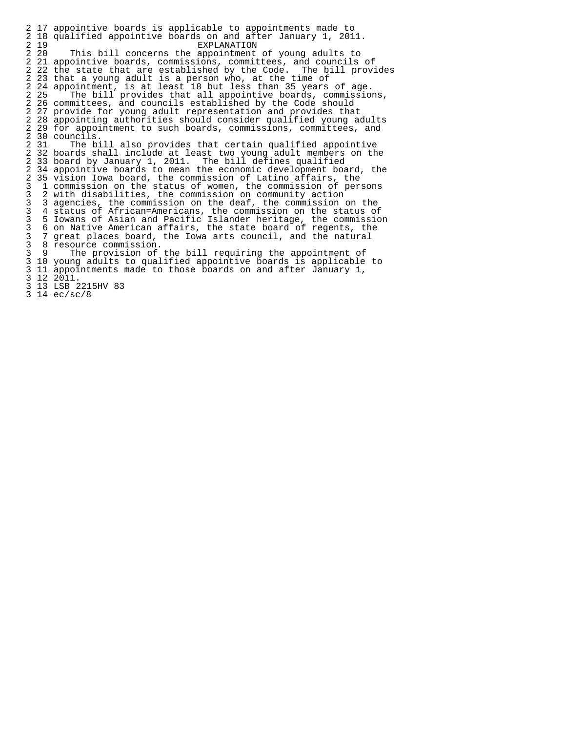2 17 appointive boards is applicable to appointments made to
2 18 qualified appointive boards on and after January 1, 2011.

2 19 EXPLANATION

2 20 This bill concerns the appointment of young adults to
2 21 appointive boards, commissions, committees, and councils of
2 22 the state that are established by the Code. The bill provides
2 23 that a young adult is a person who, at the time of
2 24 appointment, is at least 18 but less than 35 years of age.
2 25 The bill provides that all appointive boards, commissions,
2 26 committees, and councils established by the Code should
2 27 provide for young adult representation and provides that
2 28 appointing authorities should consider qualified young adults
2 29 for appointment to such boards, commissions, committees, and
2 30 councils.
2 31 The bill also provides that certain qualified appointive
2 32 boards shall include at least two young adult members on the
2 33 board by January 1, 2011. The bill defines qualified
2 34 appointive boards to mean the economic development board, the
2 35 vision Iowa board, the commission of Latino affairs, the
3 1 commission on the status of women, the commission of persons
3 2 with disabilities, the commission on community action
3 3 agencies, the commission on the deaf, the commission on the
3 4 status of African=Americans, the commission on the status of
3 5 Iowans of Asian and Pacific Islander heritage, the commission
3 6 on Native American affairs, the state board of regents, the
3 7 great places board, the Iowa arts council, and the natural
3 8 resource commission.
3 9 The provision of the bill requiring the appointment of
3 10 young adults to qualified appointive boards is applicable to
3 11 appointments made to those boards on and after January 1,
3 12 2011.
3 13 LSB 2215HV 83
3 14 ec/sc/8